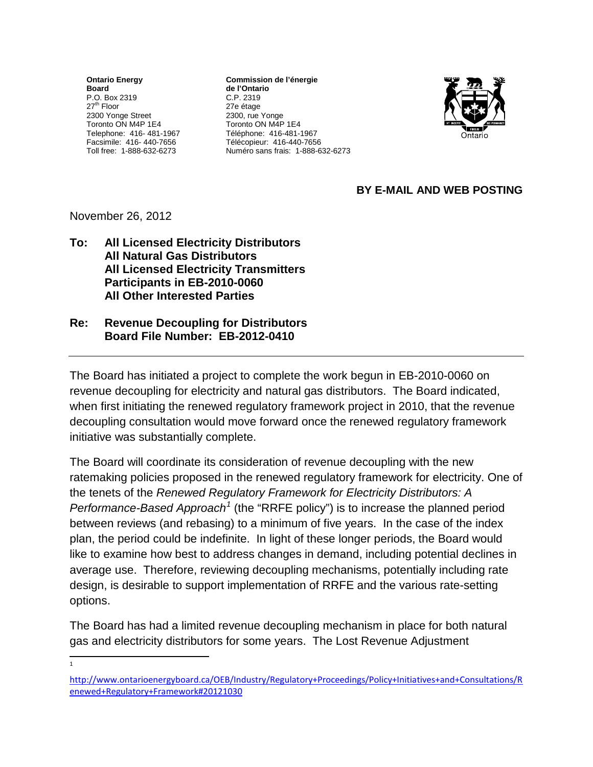**Ontario Energy Board**
P.O. Box 2319
27th Floor
2300 Yonge Street
Toronto ON M4P 1E4
Telephone: 416- 481-1967
Facsimile: 416- 440-7656
Toll free: 1-888-632-6273

**Commission de l'énergie de l'Ontario**
C.P. 2319
27e étage
2300, rue Yonge
Toronto ON M4P 1E4
Téléphone: 416-481-1967
Télécopieur: 416-440-7656
Numéro sans frais: 1-888-632-6273

**BY E-MAIL AND WEB POSTING**

November 26, 2012

**To: All Licensed Electricity Distributors**
**All Natural Gas Distributors**
**All Licensed Electricity Transmitters**
**Participants in EB-2010-0060**
**All Other Interested Parties**

**Re: Revenue Decoupling for Distributors**
**Board File Number: EB-2012-0410**

---

The Board has initiated a project to complete the work begun in EB-2010-0060 on revenue decoupling for electricity and natural gas distributors. The Board indicated, when first initiating the renewed regulatory framework project in 2010, that the revenue decoupling consultation would move forward once the renewed regulatory framework initiative was substantially complete.

The Board will coordinate its consideration of revenue decoupling with the new ratemaking policies proposed in the renewed regulatory framework for electricity. One of the tenets of the *Renewed Regulatory Framework for Electricity Distributors: A Performance-Based Approach*[1] (the "RRFE policy") is to increase the planned period between reviews (and rebasing) to a minimum of five years. In the case of the index plan, the period could be indefinite. In light of these longer periods, the Board would like to examine how best to address changes in demand, including potential declines in average use. Therefore, reviewing decoupling mechanisms, potentially including rate design, is desirable to support implementation of RRFE and the various rate-setting options.

The Board has had a limited revenue decoupling mechanism in place for both natural gas and electricity distributors for some years. The Lost Revenue Adjustment

---

[1] http://www.ontarioenergyboard.ca/OEB/Industry/Regulatory+Proceedings/Policy+Initiatives+and+Consultations/Renewed+Regulatory+Framework#20121030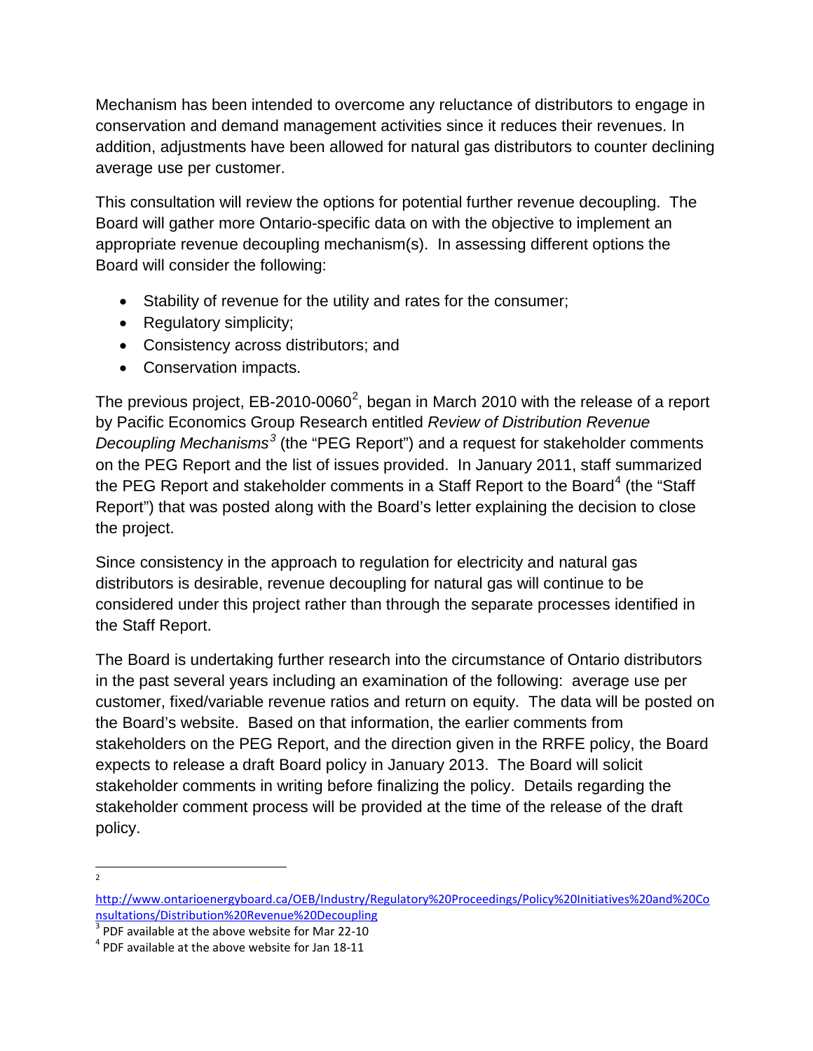Mechanism has been intended to overcome any reluctance of distributors to engage in conservation and demand management activities since it reduces their revenues. In addition, adjustments have been allowed for natural gas distributors to counter declining average use per customer.

This consultation will review the options for potential further revenue decoupling. The Board will gather more Ontario-specific data on with the objective to implement an appropriate revenue decoupling mechanism(s). In assessing different options the Board will consider the following:

- Stability of revenue for the utility and rates for the consumer;
- Regulatory simplicity;
- Consistency across distributors; and
- Conservation impacts.

The previous project, EB-2010-0060[2], began in March 2010 with the release of a report by Pacific Economics Group Research entitled *Review of Distribution Revenue Decoupling Mechanisms*[3] (the "PEG Report") and a request for stakeholder comments on the PEG Report and the list of issues provided. In January 2011, staff summarized the PEG Report and stakeholder comments in a Staff Report to the Board[4] (the "Staff Report") that was posted along with the Board's letter explaining the decision to close the project.

Since consistency in the approach to regulation for electricity and natural gas distributors is desirable, revenue decoupling for natural gas will continue to be considered under this project rather than through the separate processes identified in the Staff Report.

The Board is undertaking further research into the circumstance of Ontario distributors in the past several years including an examination of the following: average use per customer, fixed/variable revenue ratios and return on equity. The data will be posted on the Board's website. Based on that information, the earlier comments from stakeholders on the PEG Report, and the direction given in the RRFE policy, the Board expects to release a draft Board policy in January 2013. The Board will solicit stakeholder comments in writing before finalizing the policy. Details regarding the stakeholder comment process will be provided at the time of the release of the draft policy.

---

[2] http://www.ontarioenergyboard.ca/OEB/Industry/Regulatory%20Proceedings/Policy%20Initiatives%20and%20Consultations/Distribution%20Revenue%20Decoupling

[3] PDF available at the above website for Mar 22-10

[4] PDF available at the above website for Jan 18-11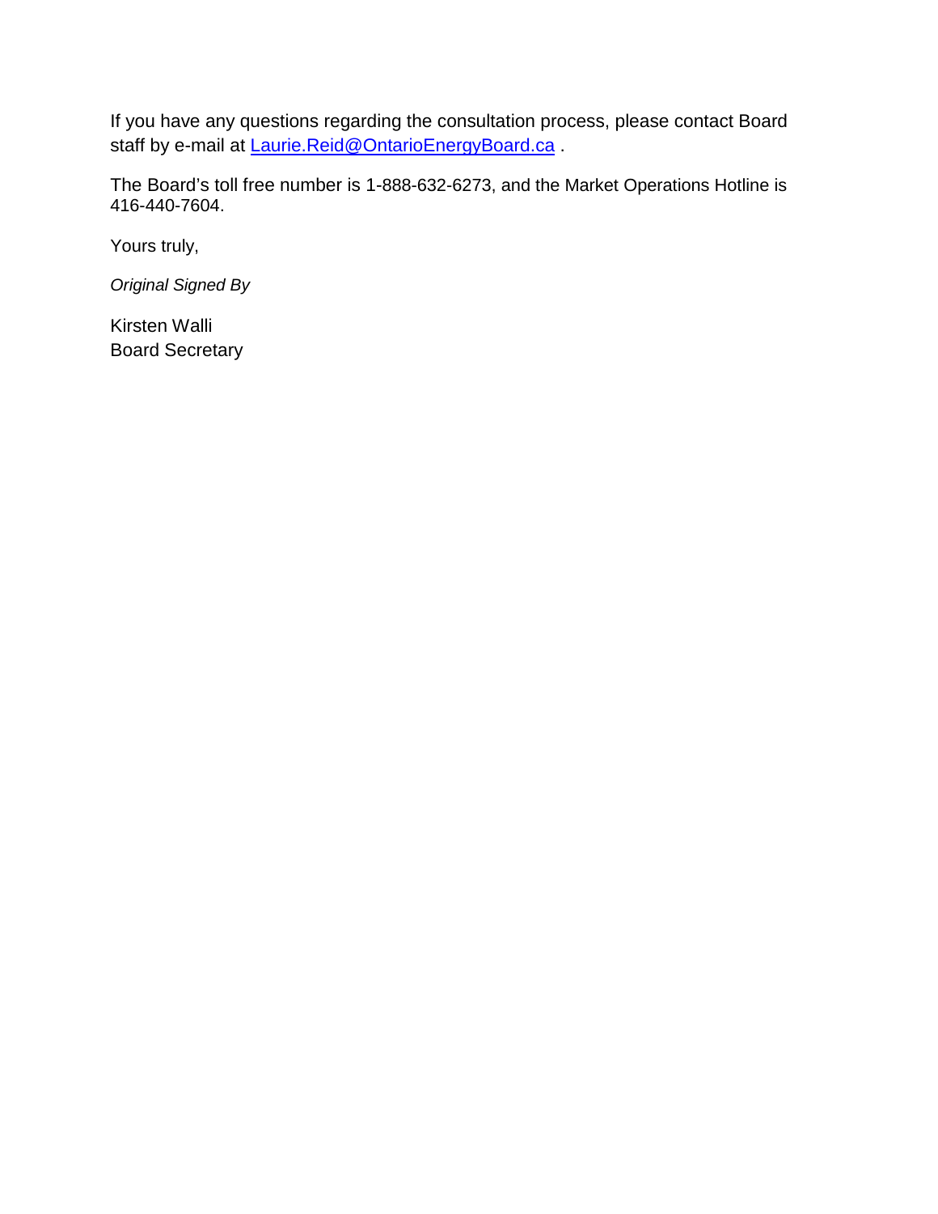If you have any questions regarding the consultation process, please contact Board staff by e-mail at Laurie.Reid@OntarioEnergyBoard.ca .

The Board's toll free number is 1-888-632-6273, and the Market Operations Hotline is 416-440-7604.

Yours truly,

*Original Signed By*

Kirsten Walli
Board Secretary